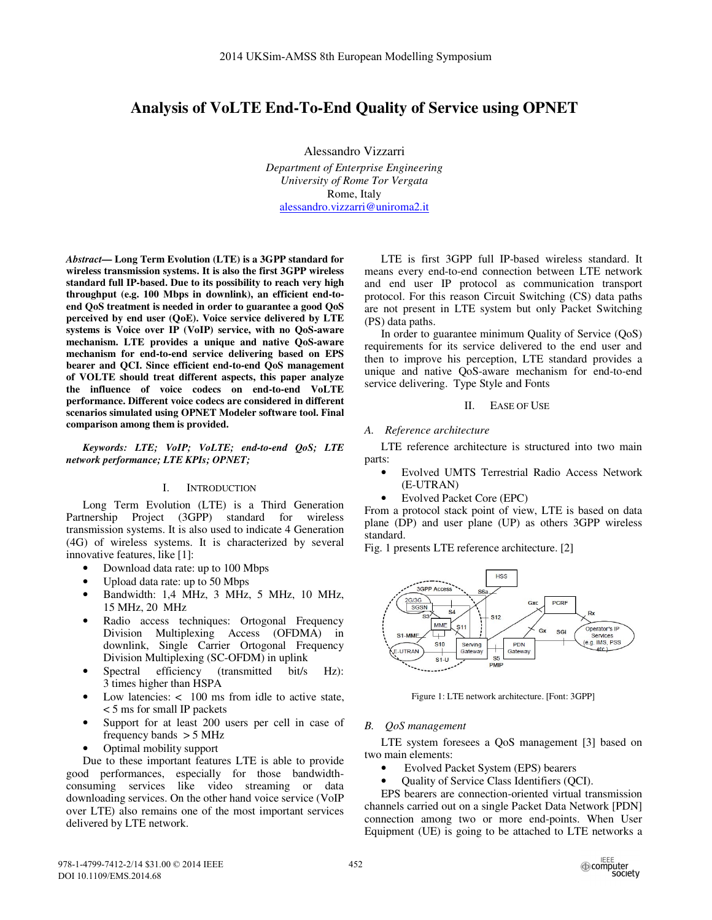# Analysis of VoLTE End-To-End Quality of Service using OPNET

Alessandro Vizzarri

*Department of Enterprise Engineering*
*University of Rome Tor Vergata*
Rome, Italy
alessandro.vizzarri@uniroma2.it

***Abstract*— Long Term Evolution (LTE) is a 3GPP standard for wireless transmission systems. It is also the first 3GPP wireless standard full IP-based. Due to its possibility to reach very high throughput (e.g. 100 Mbps in downlink), an efficient end-to-end QoS treatment is needed in order to guarantee a good QoS perceived by end user (QoE). Voice service delivered by LTE systems is Voice over IP (VoIP) service, with no QoS-aware mechanism. LTE provides a unique and native QoS-aware mechanism for end-to-end service delivering based on EPS bearer and QCI. Since efficient end-to-end QoS management of VOLTE should treat different aspects, this paper analyze the influence of voice codecs on end-to-end VoLTE performance. Different voice codecs are considered in different scenarios simulated using OPNET Modeler software tool. Final comparison among them is provided.**

***Keywords: LTE; VoIP; VoLTE; end-to-end QoS; LTE network performance; LTE KPIs; OPNET;***

## I. Introduction

Long Term Evolution (LTE) is a Third Generation Partnership Project (3GPP) standard for wireless transmission systems. It is also used to indicate 4 Generation (4G) of wireless systems. It is characterized by several innovative features, like [1]:

- Download data rate: up to 100 Mbps
- Upload data rate: up to 50 Mbps
- Bandwidth: 1,4 MHz, 3 MHz, 5 MHz, 10 MHz, 15 MHz, 20 MHz
- Radio access techniques: Ortogonal Frequency Division Multiplexing Access (OFDMA) in downlink, Single Carrier Ortogonal Frequency Division Multiplexing (SC-OFDM) in uplink
- Spectral efficiency (transmitted bit/s Hz): 3 times higher than HSPA
- Low latencies: < 100 ms from idle to active state, < 5 ms for small IP packets
- Support for at least 200 users per cell in case of frequency bands > 5 MHz
- Optimal mobility support

Due to these important features LTE is able to provide good performances, especially for those bandwidth-consuming services like video streaming or data downloading services. On the other hand voice service (VoIP over LTE) also remains one of the most important services delivered by LTE network.

LTE is first 3GPP full IP-based wireless standard. It means every end-to-end connection between LTE network and end user IP protocol as communication transport protocol. For this reason Circuit Switching (CS) data paths are not present in LTE system but only Packet Switching (PS) data paths.

In order to guarantee minimum Quality of Service (QoS) requirements for its service delivered to the end user and then to improve his perception, LTE standard provides a unique and native QoS-aware mechanism for end-to-end service delivering. Type Style and Fonts

## II. Ease of Use

### A. Reference architecture

LTE reference architecture is structured into two main parts:

- Evolved UMTS Terrestrial Radio Access Network (E-UTRAN)
- Evolved Packet Core (EPC)

From a protocol stack point of view, LTE is based on data plane (DP) and user plane (UP) as others 3GPP wireless standard.

Fig. 1 presents LTE reference architecture. [2]

Figure 1: LTE network architecture. [Font: 3GPP]

### B. QoS management

LTE system foresees a QoS management [3] based on two main elements:

- Evolved Packet System (EPS) bearers
- Quality of Service Class Identifiers (QCI).

EPS bearers are connection-oriented virtual transmission channels carried out on a single Packet Data Network [PDN] connection among two or more end-points. When User Equipment (UE) is going to be attached to LTE networks a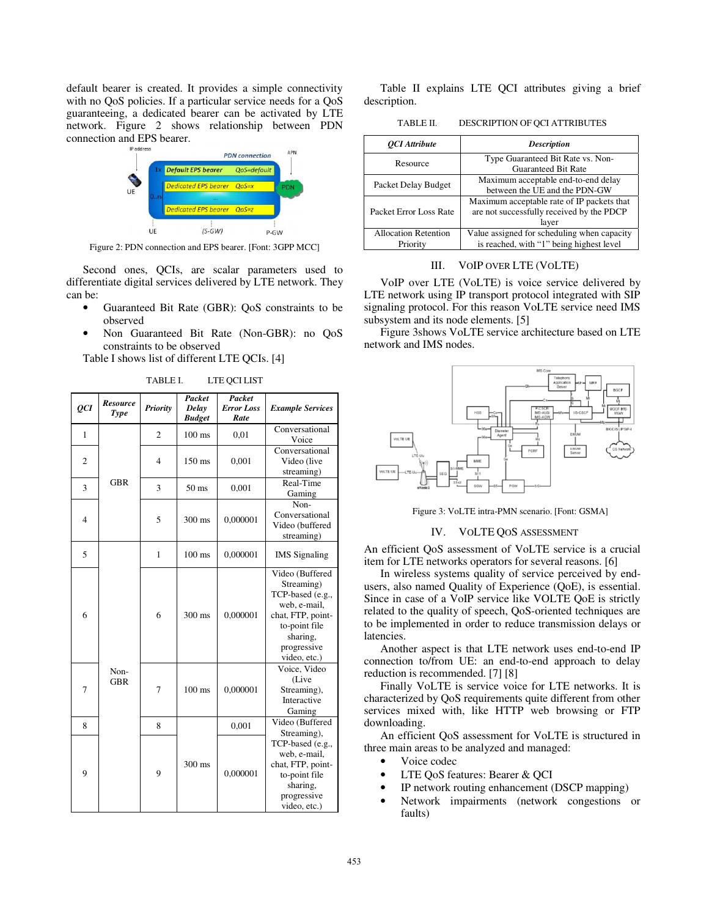default bearer is created. It provides a simple connectivity with no QoS policies. If a particular service needs for a QoS guaranteeing, a dedicated bearer can be activated by LTE network. Figure 2 shows relationship between PDN connection and EPS bearer.

Figure 2: PDN connection and EPS bearer. [Font: 3GPP MCC]

Second ones, QCIs, are scalar parameters used to differentiate digital services delivered by LTE network. They can be:

- Guaranteed Bit Rate (GBR): QoS constraints to be observed
- Non Guaranteed Bit Rate (Non-GBR): no QoS constraints to be observed

Table I shows list of different LTE QCIs. [4]

TABLE I. LTE QCI LIST

| *QCI* | *Resource Type* | *Priority* | *Packet Delay Budget* | *Packet Error Loss Rate* | *Example Services* |
|---|---|---|---|---|---|
| 1 | GBR | 2 | 100 ms | 0,01 | Conversational Voice |
| 2 | | 4 | 150 ms | 0,001 | Conversational Video (live streaming) |
| 3 | | 3 | 50 ms | 0,001 | Real-Time Gaming |
| 4 | | 5 | 300 ms | 0,000001 | Non-Conversational Video (buffered streaming) |
| 5 | Non-GBR | 1 | 100 ms | 0,000001 | IMS Signaling |
| 6 | | 6 | 300 ms | 0,000001 | Video (Buffered Streaming) TCP-based (e.g., web, e-mail, chat, FTP, point-to-point file sharing, progressive video, etc.) |
| 7 | | 7 | 100 ms | 0,000001 | Voice, Video (Live Streaming), Interactive Gaming |
| 8 | | 8 | 300 ms | 0,001 | Video (Buffered Streaming), TCP-based (e.g., web, e-mail, chat, FTP, point-to-point file sharing, progressive video, etc.) |
| 9 | | 9 | | 0,000001 | |

Table II explains LTE QCI attributes giving a brief description.

TABLE II. DESCRIPTION OF QCI ATTRIBUTES

| *QCI Attribute* | *Description* |
|---|---|
| Resource | Type Guaranteed Bit Rate vs. Non-Guaranteed Bit Rate |
| Packet Delay Budget | Maximum acceptable end-to-end delay between the UE and the PDN-GW |
| Packet Error Loss Rate | Maximum acceptable rate of IP packets that are not successfully received by the PDCP layer |
| Allocation Retention Priority | Value assigned for scheduling when capacity is reached, with "1" being highest level |

## III. VOIP OVER LTE (VOLTE)

VoIP over LTE (VoLTE) is voice service delivered by LTE network using IP transport protocol integrated with SIP signaling protocol. For this reason VoLTE service need IMS subsystem and its node elements. [5]

Figure 3shows VoLTE service architecture based on LTE network and IMS nodes.

Figure 3: VoLTE intra-PMN scenario. [Font: GSMA]

## IV. VOLTE QOS ASSESSMENT

An efficient QoS assessment of VoLTE service is a crucial item for LTE networks operators for several reasons. [6]

In wireless systems quality of service perceived by end-users, also named Quality of Experience (QoE), is essential. Since in case of a VoIP service like VOLTE QoE is strictly related to the quality of speech, QoS-oriented techniques are to be implemented in order to reduce transmission delays or latencies.

Another aspect is that LTE network uses end-to-end IP connection to/from UE: an end-to-end approach to delay reduction is recommended. [7] [8]

Finally VoLTE is service voice for LTE networks. It is characterized by QoS requirements quite different from other services mixed with, like HTTP web browsing or FTP downloading.

An efficient QoS assessment for VoLTE is structured in three main areas to be analyzed and managed:

- Voice codec
- LTE QoS features: Bearer & QCI
- IP network routing enhancement (DSCP mapping)
- Network impairments (network congestions or faults)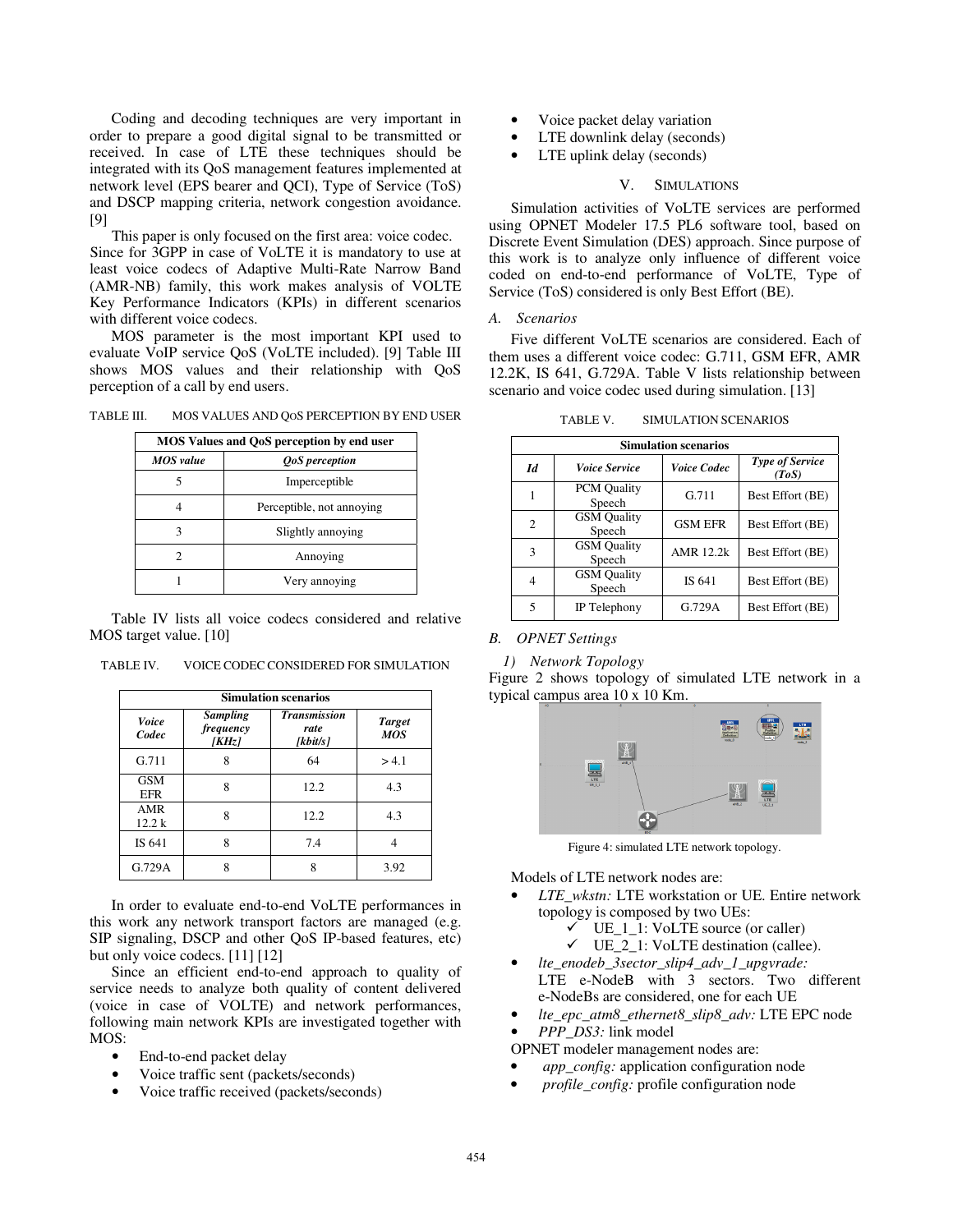Coding and decoding techniques are very important in order to prepare a good digital signal to be transmitted or received. In case of LTE these techniques should be integrated with its QoS management features implemented at network level (EPS bearer and QCI), Type of Service (ToS) and DSCP mapping criteria, network congestion avoidance. [9]

This paper is only focused on the first area: voice codec. Since for 3GPP in case of VoLTE it is mandatory to use at least voice codecs of Adaptive Multi-Rate Narrow Band (AMR-NB) family, this work makes analysis of VOLTE Key Performance Indicators (KPIs) in different scenarios with different voice codecs.

MOS parameter is the most important KPI used to evaluate VoIP service QoS (VoLTE included). [9] Table III shows MOS values and their relationship with QoS perception of a call by end users.

TABLE III. MOS VALUES AND QOS PERCEPTION BY END USER

| MOS Values and QoS perception by end user | |
|---|---|
| ***MOS value*** | ***QoS perception*** |
| 5 | Imperceptible |
| 4 | Perceptible, not annoying |
| 3 | Slightly annoying |
| 2 | Annoying |
| 1 | Very annoying |

Table IV lists all voice codecs considered and relative MOS target value. [10]

TABLE IV. VOICE CODEC CONSIDERED FOR SIMULATION

| Simulation scenarios | | | |
|---|---|---|---|
| ***Voice Codec*** | ***Sampling frequency [KHz]*** | ***Transmission rate [kbit/s]*** | ***Target MOS*** |
| G.711 | 8 | 64 | > 4.1 |
| GSM EFR | 8 | 12.2 | 4.3 |
| AMR 12.2 k | 8 | 12.2 | 4.3 |
| IS 641 | 8 | 7.4 | 4 |
| G.729A | 8 | 8 | 3.92 |

In order to evaluate end-to-end VoLTE performances in this work any network transport factors are managed (e.g. SIP signaling, DSCP and other QoS IP-based features, etc) but only voice codecs. [11] [12]

Since an efficient end-to-end approach to quality of service needs to analyze both quality of content delivered (voice in case of VOLTE) and network performances, following main network KPIs are investigated together with MOS:

- End-to-end packet delay
- Voice traffic sent (packets/seconds)
- Voice traffic received (packets/seconds)
- Voice packet delay variation
- LTE downlink delay (seconds)
- LTE uplink delay (seconds)

## V. SIMULATIONS

Simulation activities of VoLTE services are performed using OPNET Modeler 17.5 PL6 software tool, based on Discrete Event Simulation (DES) approach. Since purpose of this work is to analyze only influence of different voice coded on end-to-end performance of VoLTE, Type of Service (ToS) considered is only Best Effort (BE).

### *A. Scenarios*

Five different VoLTE scenarios are considered. Each of them uses a different voice codec: G.711, GSM EFR, AMR 12.2K, IS 641, G.729A. Table V lists relationship between scenario and voice codec used during simulation. [13]

TABLE V. SIMULATION SCENARIOS

| Simulation scenarios | | | |
|---|---|---|---|
| ***Id*** | ***Voice Service*** | ***Voice Codec*** | ***Type of Service (ToS)*** |
| 1 | PCM Quality Speech | G.711 | Best Effort (BE) |
| 2 | GSM Quality Speech | GSM EFR | Best Effort (BE) |
| 3 | GSM Quality Speech | AMR 12.2k | Best Effort (BE) |
| 4 | GSM Quality Speech | IS 641 | Best Effort (BE) |
| 5 | IP Telephony | G.729A | Best Effort (BE) |

### *B. OPNET Settings*

#### *1) Network Topology*

Figure 2 shows topology of simulated LTE network in a typical campus area 10 x 10 Km.

Figure 4: simulated LTE network topology.

Models of LTE network nodes are:

- *LTE_wkstn:* LTE workstation or UE. Entire network topology is composed by two UEs:
  - ✓ UE_1_1: VoLTE source (or caller)
  - ✓ UE_2_1: VoLTE destination (callee).
- *lte_enodeb_3sector_slip4_adv_1_upgvrade:* LTE e-NodeB with 3 sectors. Two different e-NodeBs are considered, one for each UE
- *lte_epc_atm8_ethernet8_slip8_adv:* LTE EPC node
- *PPP_DS3:* link model

OPNET modeler management nodes are:

- *app_config:* application configuration node
- *profile_config:* profile configuration node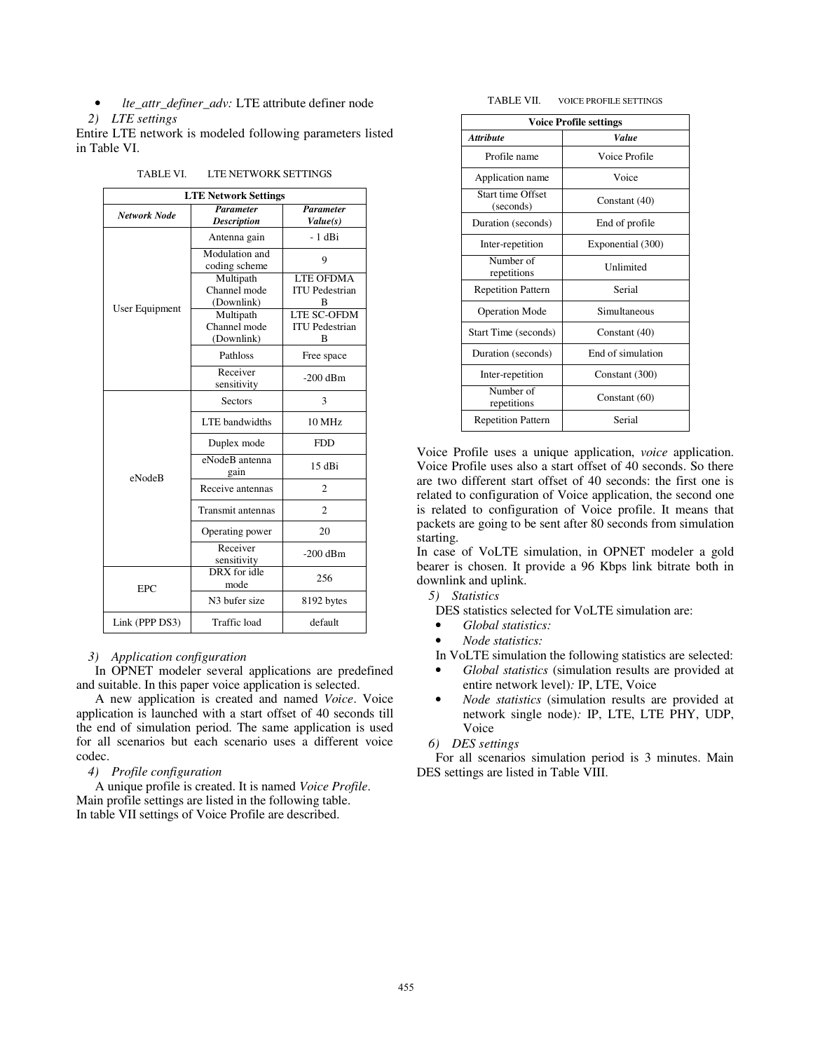- *lte_attr_definer_adv:* LTE attribute definer node

*2) LTE settings*

Entire LTE network is modeled following parameters listed in Table VI.

TABLE VI. LTE NETWORK SETTINGS

| LTE Network Settings | | |
|---|---|---|
| ***Network Node*** | ***Parameter Description*** | ***Parameter Value(s)*** |
| User Equipment | Antenna gain | - 1 dBi |
| | Modulation and coding scheme | 9 |
| | Multipath Channel mode (Downlink) | LTE OFDMA ITU Pedestrian B |
| | Multipath Channel mode (Downlink) | LTE SC-OFDM ITU Pedestrian B |
| | Pathloss | Free space |
| | Receiver sensitivity | -200 dBm |
| eNodeB | Sectors | 3 |
| | LTE bandwidths | 10 MHz |
| | Duplex mode | FDD |
| | eNodeB antenna gain | 15 dBi |
| | Receive antennas | 2 |
| | Transmit antennas | 2 |
| | Operating power | 20 |
| | Receiver sensitivity | -200 dBm |
| EPC | DRX for idle mode | 256 |
| | N3 bufer size | 8192 bytes |
| Link (PPP DS3) | Traffic load | default |

*3) Application configuration*

In OPNET modeler several applications are predefined and suitable. In this paper voice application is selected.

A new application is created and named *Voice*. Voice application is launched with a start offset of 40 seconds till the end of simulation period. The same application is used for all scenarios but each scenario uses a different voice codec.

*4) Profile configuration*

A unique profile is created. It is named *Voice Profile*. Main profile settings are listed in the following table. In table VII settings of Voice Profile are described.

TABLE VII. VOICE PROFILE SETTINGS

| Voice Profile settings | |
|---|---|
| ***Attribute*** | ***Value*** |
| Profile name | Voice Profile |
| Application name | Voice |
| Start time Offset (seconds) | Constant (40) |
| Duration (seconds) | End of profile |
| Inter-repetition | Exponential (300) |
| Number of repetitions | Unlimited |
| Repetition Pattern | Serial |
| Operation Mode | Simultaneous |
| Start Time (seconds) | Constant (40) |
| Duration (seconds) | End of simulation |
| Inter-repetition | Constant (300) |
| Number of repetitions | Constant (60) |
| Repetition Pattern | Serial |

Voice Profile uses a unique application, *voice* application. Voice Profile uses also a start offset of 40 seconds. So there are two different start offset of 40 seconds: the first one is related to configuration of Voice application, the second one is related to configuration of Voice profile. It means that packets are going to be sent after 80 seconds from simulation starting.

In case of VoLTE simulation, in OPNET modeler a gold bearer is chosen. It provide a 96 Kbps link bitrate both in downlink and uplink.

*5) Statistics*

DES statistics selected for VoLTE simulation are:

- *Global statistics:*
- *Node statistics:*

In VoLTE simulation the following statistics are selected:

- *Global statistics* (simulation results are provided at entire network level)*:* IP, LTE, Voice
- *Node statistics* (simulation results are provided at network single node)*:* IP, LTE, LTE PHY, UDP, Voice

*6) DES settings*

For all scenarios simulation period is 3 minutes. Main DES settings are listed in Table VIII.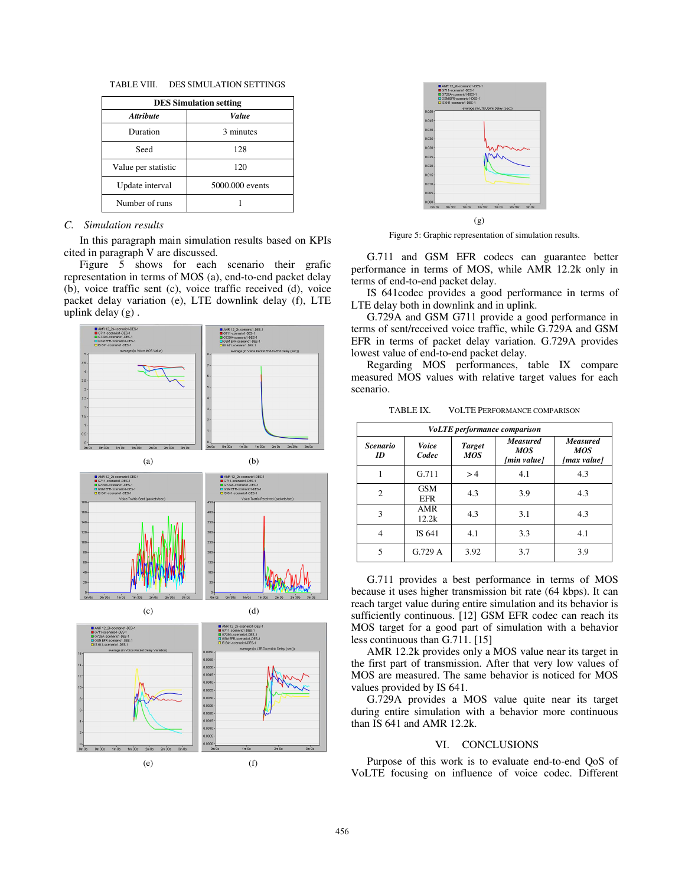TABLE VIII. DES SIMULATION SETTINGS

| DES Simulation setting | |
|---|---|
| ***Attribute*** | ***Value*** |
| Duration | 3 minutes |
| Seed | 128 |
| Value per statistic | 120 |
| Update interval | 5000.000 events |
| Number of runs | 1 |

### *C. Simulation results*

In this paragraph main simulation results based on KPIs cited in paragraph V are discussed.

Figure 5 shows for each scenario their grafic representation in terms of MOS (a), end-to-end packet delay (b), voice traffic sent (c), voice traffic received (d), voice packet delay variation (e), LTE downlink delay (f), LTE uplink delay (g) .

(a)

(b)

(c)

(d)

(e)

(f)

(g)

Figure 5: Graphic representation of simulation results.

G.711 and GSM EFR codecs can guarantee better performance in terms of MOS, while AMR 12.2k only in terms of end-to-end packet delay.

IS 641codec provides a good performance in terms of LTE delay both in downlink and in uplink.

G.729A and GSM G711 provide a good performance in terms of sent/received voice traffic, while G.729A and GSM EFR in terms of packet delay variation. G.729A provides lowest value of end-to-end packet delay.

Regarding MOS performances, table IX compare measured MOS values with relative target values for each scenario.

TABLE IX. VOLTE PERFORMANCE COMPARISON

| *VoLTE performance comparison* | | | | |
|---|---|---|---|---|
| ***Scenario ID*** | ***Voice Codec*** | ***Target MOS*** | ***Measured MOS [min value]*** | ***Measured MOS [max value]*** |
| 1 | G.711 | > 4 | 4.1 | 4.3 |
| 2 | GSM EFR | 4.3 | 3.9 | 4.3 |
| 3 | AMR 12.2k | 4.3 | 3.1 | 4.3 |
| 4 | IS 641 | 4.1 | 3.3 | 4.1 |
| 5 | G.729 A | 3.92 | 3.7 | 3.9 |

G.711 provides a best performance in terms of MOS because it uses higher transmission bit rate (64 kbps). It can reach target value during entire simulation and its behavior is sufficiently continuous. [12] GSM EFR codec can reach its MOS target for a good part of simulation with a behavior less continuous than G.711. [15]

AMR 12.2k provides only a MOS value near its target in the first part of transmission. After that very low values of MOS are measured. The same behavior is noticed for MOS values provided by IS 641.

G.729A provides a MOS value quite near its target during entire simulation with a behavior more continuous than IS 641 and AMR 12.2k.

## VI. CONCLUSIONS

Purpose of this work is to evaluate end-to-end QoS of VoLTE focusing on influence of voice codec. Different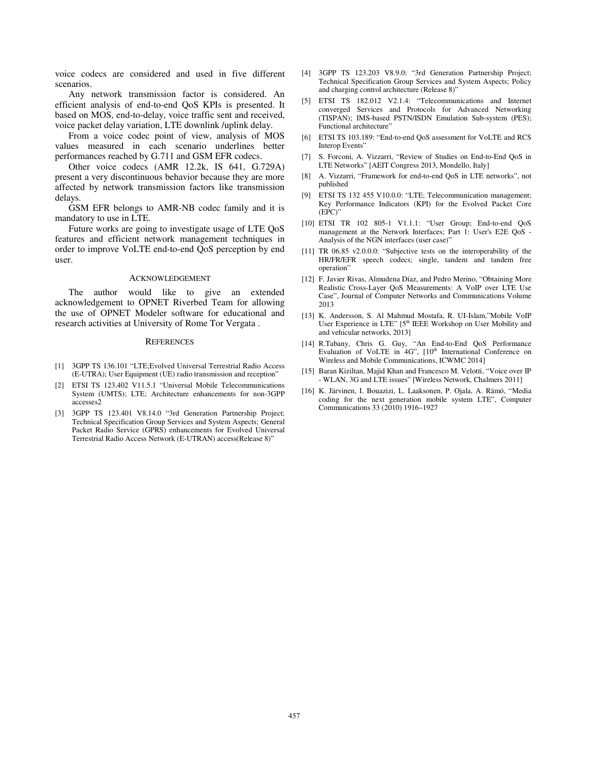voice codecs are considered and used in five different scenarios.

Any network transmission factor is considered. An efficient analysis of end-to-end QoS KPIs is presented. It based on MOS, end-to-delay, voice traffic sent and received, voice packet delay variation, LTE downlink /uplink delay.

From a voice codec point of view, analysis of MOS values measured in each scenario underlines better performances reached by G.711 and GSM EFR codecs.

Other voice codecs (AMR 12.2k, IS 641, G.729A) present a very discontinuous behavior because they are more affected by network transmission factors like transmission delays.

GSM EFR belongs to AMR-NB codec family and it is mandatory to use in LTE.

Future works are going to investigate usage of LTE QoS features and efficient network management techniques in order to improve VoLTE end-to-end QoS perception by end user.

## Acknowledgement

The author would like to give an extended acknowledgement to OPNET Riverbed Team for allowing the use of OPNET Modeler software for educational and research activities at University of Rome Tor Vergata .

## References

[1] 3GPP TS 136.101 "LTE;Evolved Universal Terrestrial Radio Access (E-UTRA); User Equipment (UE) radio transmission and reception"

[2] ETSI TS 123.402 V11.5.1 "Universal Mobile Telecommunications System (UMTS); LTE; Architecture enhancements for non-3GPP accesses2

[3] 3GPP TS 123.401 V8.14.0 "3rd Generation Partnership Project; Technical Specification Group Services and System Aspects; General Packet Radio Service (GPRS) enhancements for Evolved Universal Terrestrial Radio Access Network (E-UTRAN) access(Release 8)"

[4] 3GPP TS 123.203 V8.9.0: "3rd Generation Partnership Project; Technical Specification Group Services and System Aspects; Policy and charging control architecture (Release 8)"

[5] ETSI TS 182.012 V2.1.4: "Telecommunications and Internet converged Services and Protocols for Advanced Networking (TISPAN); IMS-based PSTN/ISDN Emulation Sub-system (PES); Functional architecture"

[6] ETSI TS 103.189: "End-to-end QoS assessment for VoLTE and RCS Interop Events"

[7] S. Forconi, A. Vizzarri, "Review of Studies on End-to-End QoS in LTE Networks" [AEIT Congress 2013, Mondello, Italy]

[8] A. Vizzarri, "Framework for end-to-end QoS in LTE networks", not published

[9] ETSI TS 132 455 V10.0.0: "LTE; Telecommunication management; Key Performance Indicators (KPI) for the Evolved Packet Core (EPC)"

[10] ETSI TR 102 805-1 V1.1.1: "User Group; End-to-end QoS management at the Network Interfaces; Part 1: User's E2E QoS - Analysis of the NGN interfaces (user case)"

[11] TR 06.85 v2.0.0.0: "Subjective tests on the interoperability of the HR/FR/EFR speech codecs; single, tandem and tandem free operation"

[12] F. Javier Rivas, Almudena Díaz, and Pedro Merino, "Obtaining More Realistic Cross-Layer QoS Measurements: A VoIP over LTE Use Case", Journal of Computer Networks and Communications Volume 2013

[13] K. Andersson, S. Al Mahmud Mostafa, R. Ul-Islam,"Mobile VoIP User Experience in LTE" [5th IEEE Workshop on User Mobility and and vehicular networks, 2013]

[14] R.Tabany, Chris G. Guy, "An End-to-End QoS Performance Evaluation of VoLTE in 4G", [10th International Conference on Wireless and Mobile Communications, ICWMC 2014]

[15] Baran Kiziltan, Majid Khan and Francesco M. Velotti, "Voice over IP - WLAN, 3G and LTE issues" [Wireless Network, Chalmers 2011]

[16] K. Järvinen, I. Bouazizi, L. Laaksonen, P. Ojala, A. Rämö, "Media coding for the next generation mobile system LTE", Computer Communications 33 (2010) 1916–1927